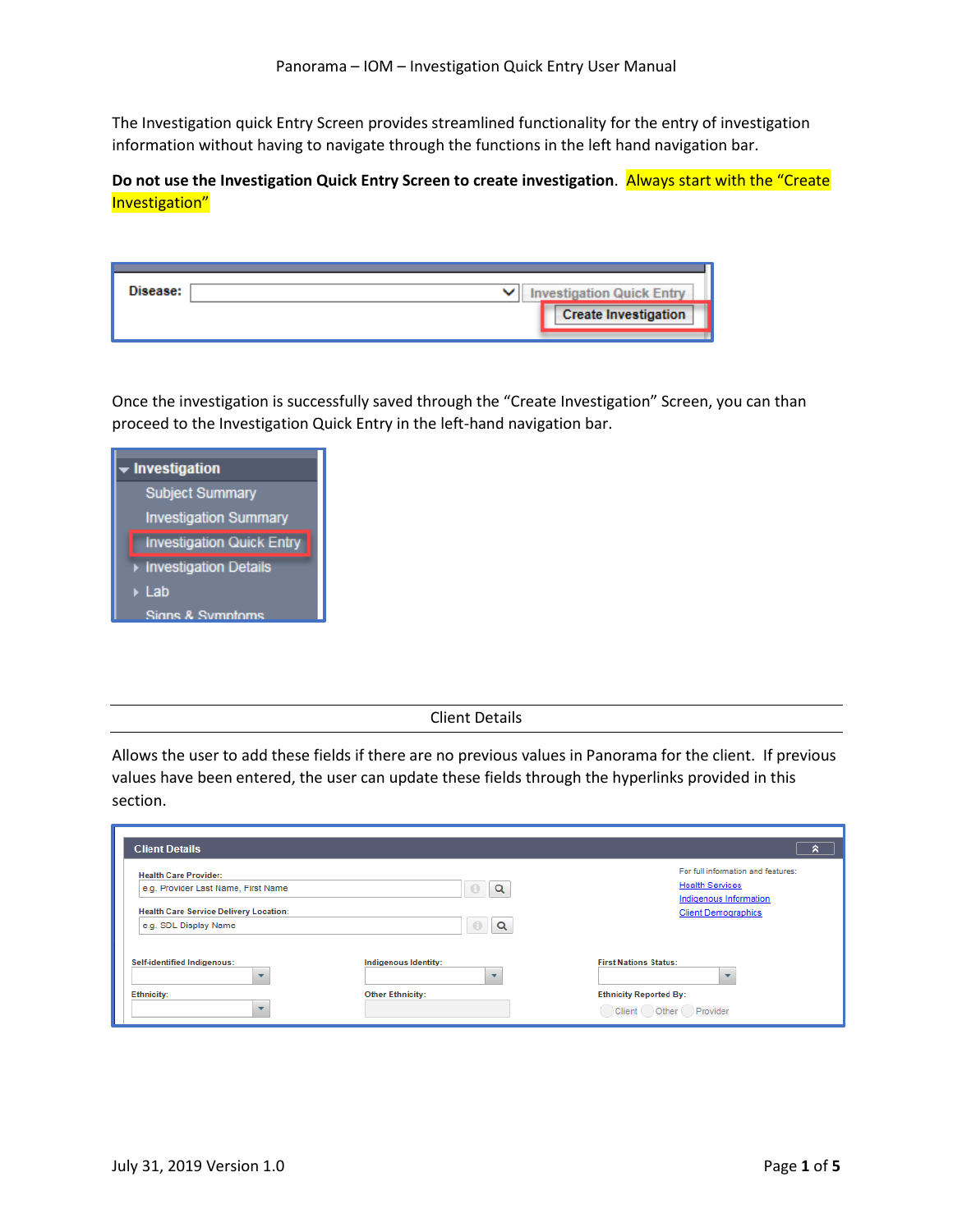The Investigation quick Entry Screen provides streamlined functionality for the entry of investigation information without having to navigate through the functions in the left hand navigation bar.

**Do not use the Investigation Quick Entry Screen to create investigation**. Always start with the "Create Investigation"

Once the investigation is successfully saved through the "Create Investigation" Screen, you can than proceed to the Investigation Quick Entry in the left-hand navigation bar.

## Client Details

Allows the user to add these fields if there are no previous values in Panorama for the client. If previous values have been entered, the user can update these fields through the hyperlinks provided in this section.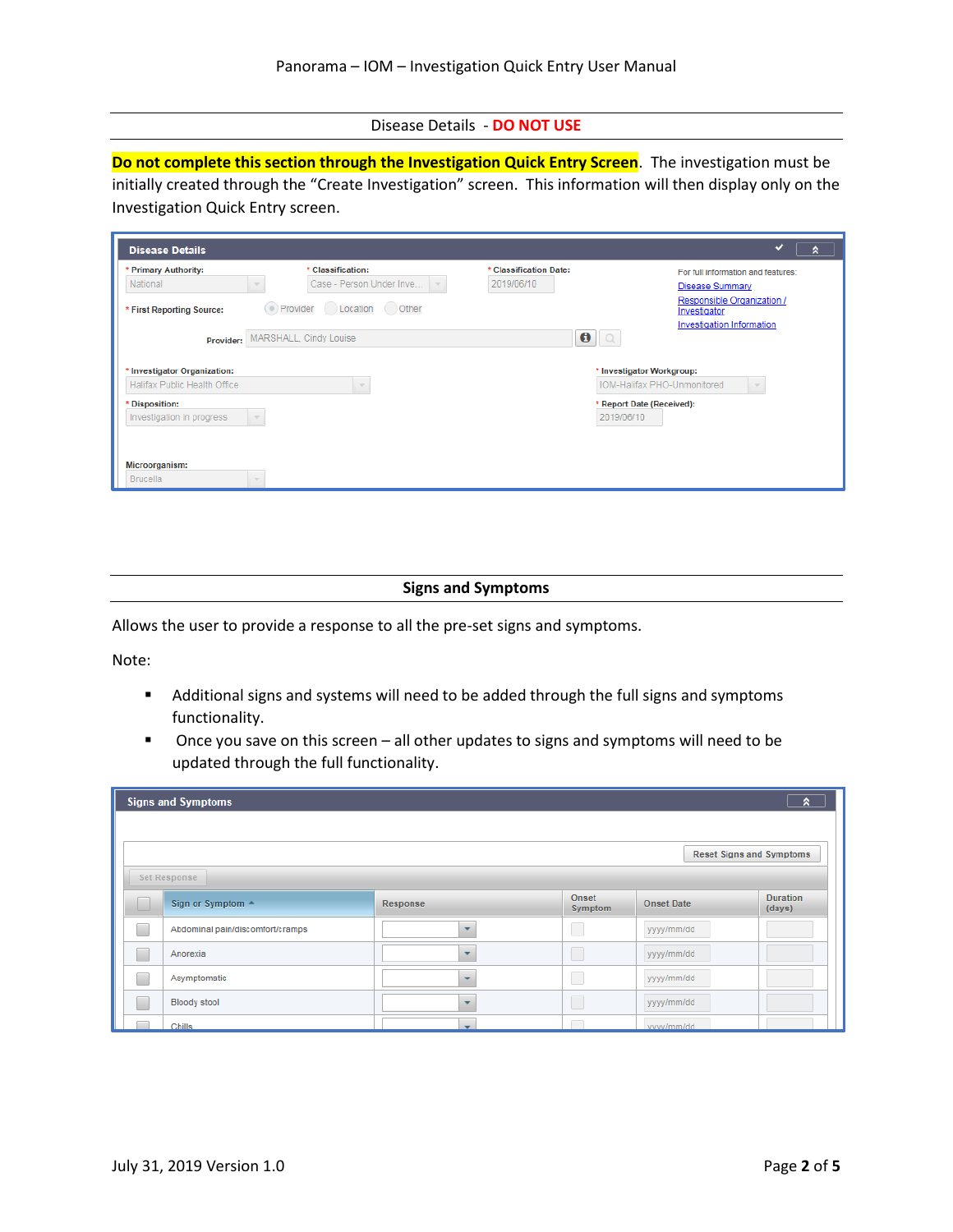## Disease Details - DO NOT USE

**Do not complete this section through the Investigation Quick Entry Screen**. The investigation must be initially created through the "Create Investigation" screen. This information will then display only on the Investigation Quick Entry screen.

## Signs and Symptoms

Allows the user to provide a response to all the pre-set signs and symptoms.

Note:

- Additional signs and systems will need to be added through the full signs and symptoms functionality.
- Once you save on this screen – all other updates to signs and symptoms will need to be updated through the full functionality.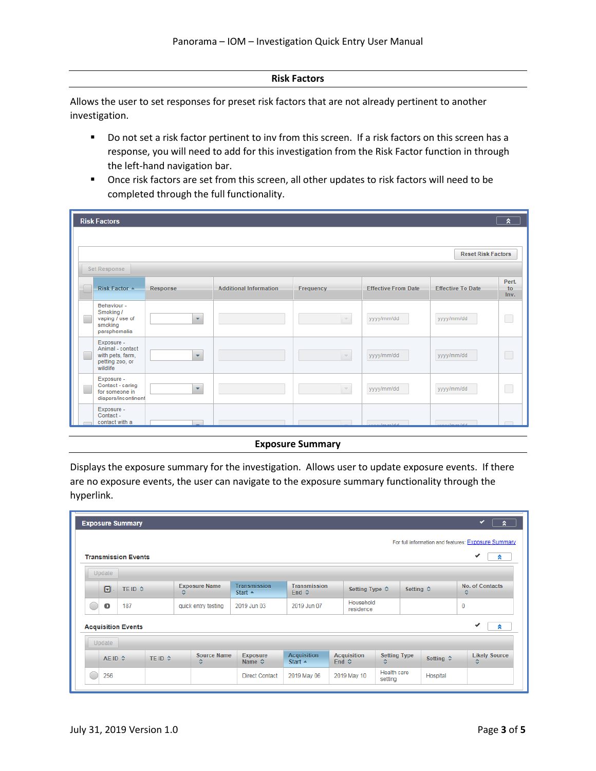## Risk Factors

Allows the user to set responses for preset risk factors that are not already pertinent to another investigation.

- Do not set a risk factor pertinent to inv from this screen. If a risk factors on this screen has a response, you will need to add for this investigation from the Risk Factor function in through the left-hand navigation bar.
- Once risk factors are set from this screen, all other updates to risk factors will need to be completed through the full functionality.

Risk Factors

Reset Risk Factors

Set Response

| | Risk Factor | Response | Additional Information | Frequency | Effective From Date | Effective To Date | Pert. to Inv. |
|---|---|---|---|---|---|---|---|
| | Behaviour - Smoking / vaping / use of smoking paraphernalia | | | | yyyy/mm/dd | yyyy/mm/dd | |
| | Exposure - Animal - contact with pets, farm, petting zoo, or wildlife | | | | yyyy/mm/dd | yyyy/mm/dd | |
| | Exposure - Contact - caring for someone in diapers/incontinent | | | | yyyy/mm/dd | yyyy/mm/dd | |
| | Exposure - Contact - contact with a | | | | | | |

## Exposure Summary

Displays the exposure summary for the investigation. Allows user to update exposure events. If there are no exposure events, the user can navigate to the exposure summary functionality through the hyperlink.

Exposure Summary

For full information and features: Exposure Summary

Transmission Events

Update

| | | TE ID | Exposure Name | Transmission Start | Transmission End | Setting Type | Setting | No. of Contacts |
|---|---|---|---|---|---|---|---|---|
| | | 187 | quick entry testing | 2019 Jun 03 | 2019 Jun 07 | Household residence | | 0 |

Acquisition Events

Update

| | AE ID | TE ID | Source Name | Exposure Name | Acquisition Start | Acquisition End | Setting Type | Setting | Likely Source |
|---|---|---|---|---|---|---|---|---|---|
| | 256 | | | Direct Contact | 2019 May 06 | 2019 May 10 | Health care setting | Hospital | |

July 31, 2019 Version 1.0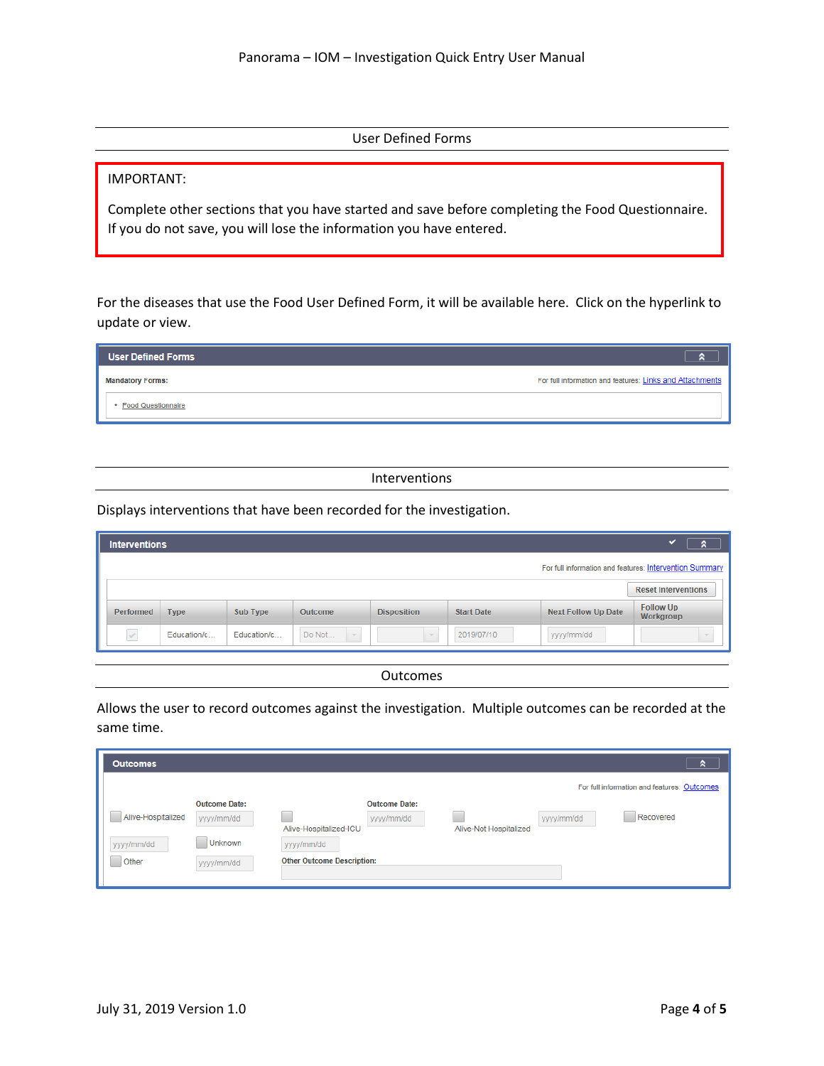## User Defined Forms

> IMPORTANT:
>
> Complete other sections that you have started and save before completing the Food Questionnaire. If you do not save, you will lose the information you have entered.

For the diseases that use the Food User Defined Form, it will be available here. Click on the hyperlink to update or view.

**User Defined Forms**

Mandatory Forms: For full information and features: Links and Attachments

- Food Questionnaire

## Interventions

Displays interventions that have been recorded for the investigation.

**Interventions**

For full information and features: Intervention Summary

Reset Interventions

| Performed | Type | Sub Type | Outcome | Disposition | Start Date | Next Follow Up Date | Follow Up Workgroup |
|---|---|---|---|---|---|---|---|
| ✓ | Education/c... | Education/c... | Do Not... | | 2019/07/10 | yyyy/mm/dd | |

## Outcomes

Allows the user to record outcomes against the investigation. Multiple outcomes can be recorded at the same time.

**Outcomes**

For full information and features: Outcomes

| | Outcome Date: | | Outcome Date: | | | |
|---|---|---|---|---|---|---|
| Alive-Hospitalized | yyyy/mm/dd | Alive-Hospitalized-ICU | yyyy/mm/dd | Alive-Not Hospitalized | yyyy/mm/dd | Recovered |
| yyyy/mm/dd | Unknown | yyyy/mm/dd | | | | |
| Other | yyyy/mm/dd | Other Outcome Description: | | | | |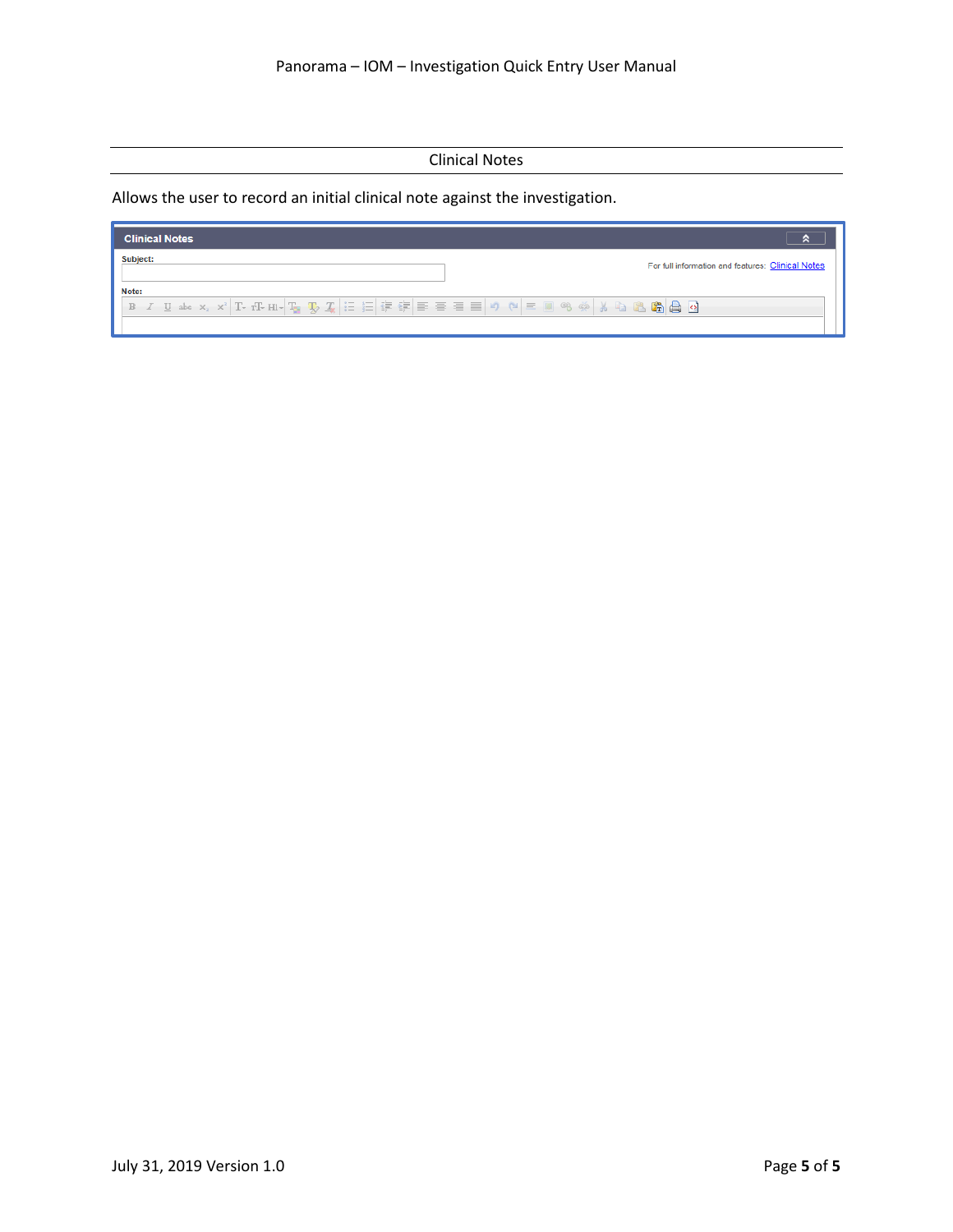## Clinical Notes

Allows the user to record an initial clinical note against the investigation.

**Clinical Notes**

Subject:

For full information and features: Clinical Notes

Note: